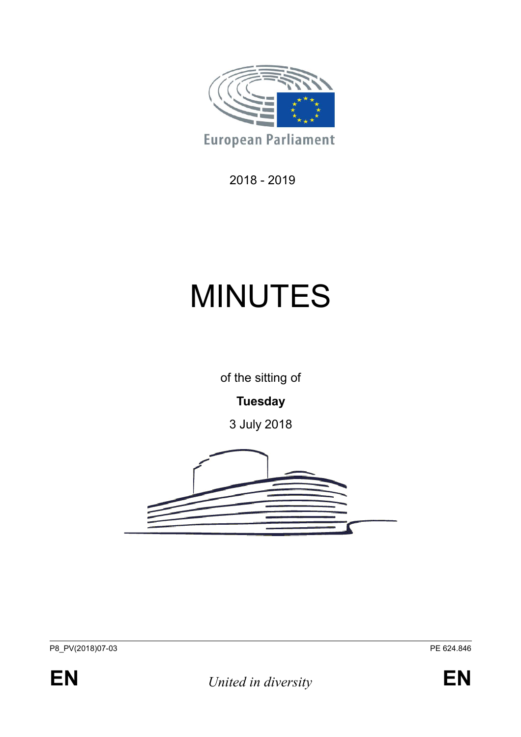European Parliament

2018 - 2019

# MINUTES

of the sitting of

**Tuesday**

3 July 2018

P8_PV(2018)07-03 PE 624.846

**EN** *United in diversity* **EN**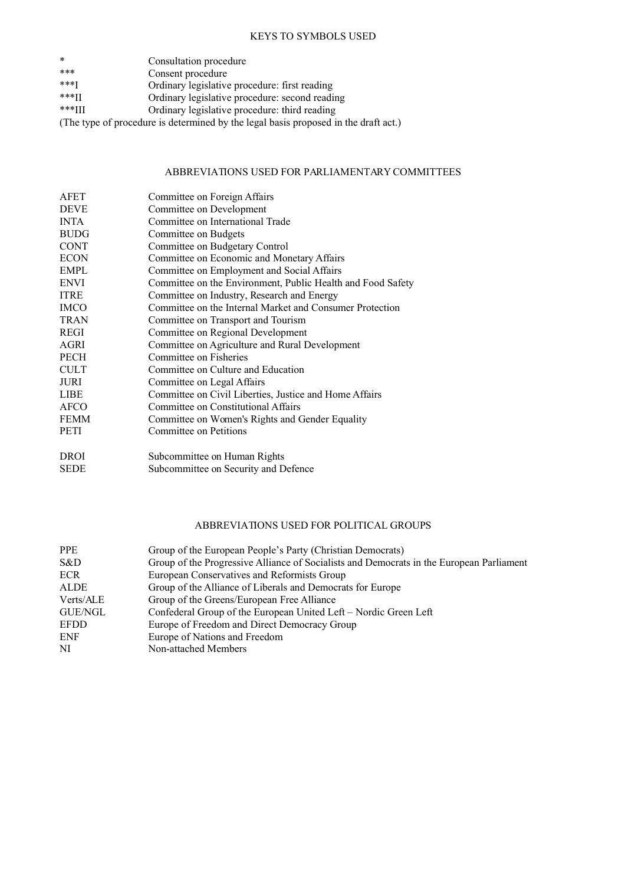## KEYS TO SYMBOLS USED

| | |
|---|---|
| * | Consultation procedure |
| *** | Consent procedure |
| ***I | Ordinary legislative procedure: first reading |
| ***II | Ordinary legislative procedure: second reading |
| ***III | Ordinary legislative procedure: third reading |

(The type of procedure is determined by the legal basis proposed in the draft act.)

## ABBREVIATIONS USED FOR PARLIAMENTARY COMMITTEES

| | |
|---|---|
| AFET | Committee on Foreign Affairs |
| DEVE | Committee on Development |
| INTA | Committee on International Trade |
| BUDG | Committee on Budgets |
| CONT | Committee on Budgetary Control |
| ECON | Committee on Economic and Monetary Affairs |
| EMPL | Committee on Employment and Social Affairs |
| ENVI | Committee on the Environment, Public Health and Food Safety |
| ITRE | Committee on Industry, Research and Energy |
| IMCO | Committee on the Internal Market and Consumer Protection |
| TRAN | Committee on Transport and Tourism |
| REGI | Committee on Regional Development |
| AGRI | Committee on Agriculture and Rural Development |
| PECH | Committee on Fisheries |
| CULT | Committee on Culture and Education |
| JURI | Committee on Legal Affairs |
| LIBE | Committee on Civil Liberties, Justice and Home Affairs |
| AFCO | Committee on Constitutional Affairs |
| FEMM | Committee on Women's Rights and Gender Equality |
| PETI | Committee on Petitions |
| DROI | Subcommittee on Human Rights |
| SEDE | Subcommittee on Security and Defence |

## ABBREVIATIONS USED FOR POLITICAL GROUPS

| | |
|---|---|
| PPE | Group of the European People's Party (Christian Democrats) |
| S&D | Group of the Progressive Alliance of Socialists and Democrats in the European Parliament |
| ECR | European Conservatives and Reformists Group |
| ALDE | Group of the Alliance of Liberals and Democrats for Europe |
| Verts/ALE | Group of the Greens/European Free Alliance |
| GUE/NGL | Confederal Group of the European United Left – Nordic Green Left |
| EFDD | Europe of Freedom and Direct Democracy Group |
| ENF | Europe of Nations and Freedom |
| NI | Non-attached Members |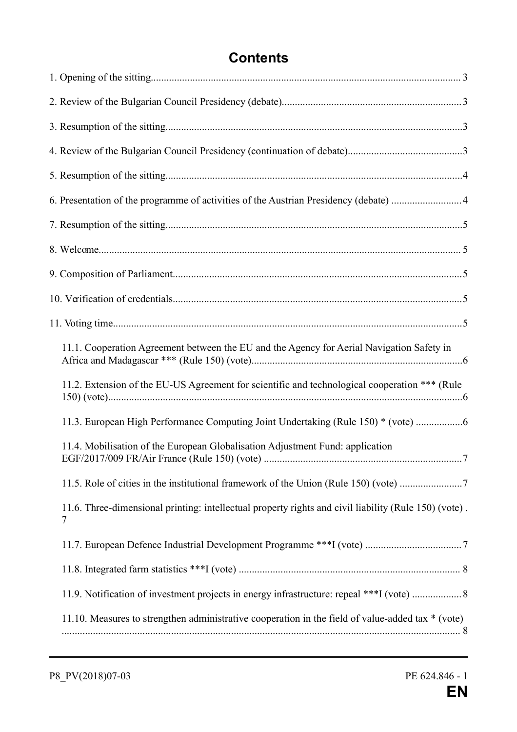# Contents

1. Opening of the sitting....................................................................................................................... 3

2. Review of the Bulgarian Council Presidency (debate).................................................................... 3

3. Resumption of the sitting.................................................................................................................3

4. Review of the Bulgarian Council Presidency (continuation of debate)............................................3

5. Resumption of the sitting.................................................................................................................4

6. Presentation of the programme of activities of the Austrian Presidency (debate) ...........................4

7. Resumption of the sitting.................................................................................................................5

8. Welcome.......................................................................................................................................... 5

9. Composition of Parliament..............................................................................................................5

10. Verification of credentials..............................................................................................................5

11. Voting time.....................................................................................................................................5

  11.1. Cooperation Agreement between the EU and the Agency for Aerial Navigation Safety in Africa and Madagascar *** (Rule 150) (vote)................................................................................6

  11.2. Extension of the EU-US Agreement for scientific and technological cooperation *** (Rule 150) (vote).......................................................................................................................................6

  11.3. European High Performance Computing Joint Undertaking (Rule 150) * (vote) ..................6

  11.4. Mobilisation of the European Globalisation Adjustment Fund: application EGF/2017/009 FR/Air France (Rule 150) (vote) ...........................................................................7

  11.5. Role of cities in the institutional framework of the Union (Rule 150) (vote) ........................7

  11.6. Three-dimensional printing: intellectual property rights and civil liability (Rule 150) (vote) . 7

  11.7. European Defence Industrial Development Programme ***I (vote) .....................................7

  11.8. Integrated farm statistics ***I (vote) .................................................................................... 8

  11.9. Notification of investment projects in energy infrastructure: repeal ***I (vote) ................... 8

  11.10. Measures to strengthen administrative cooperation in the field of value-added tax * (vote) ....................................................................................................................................... 8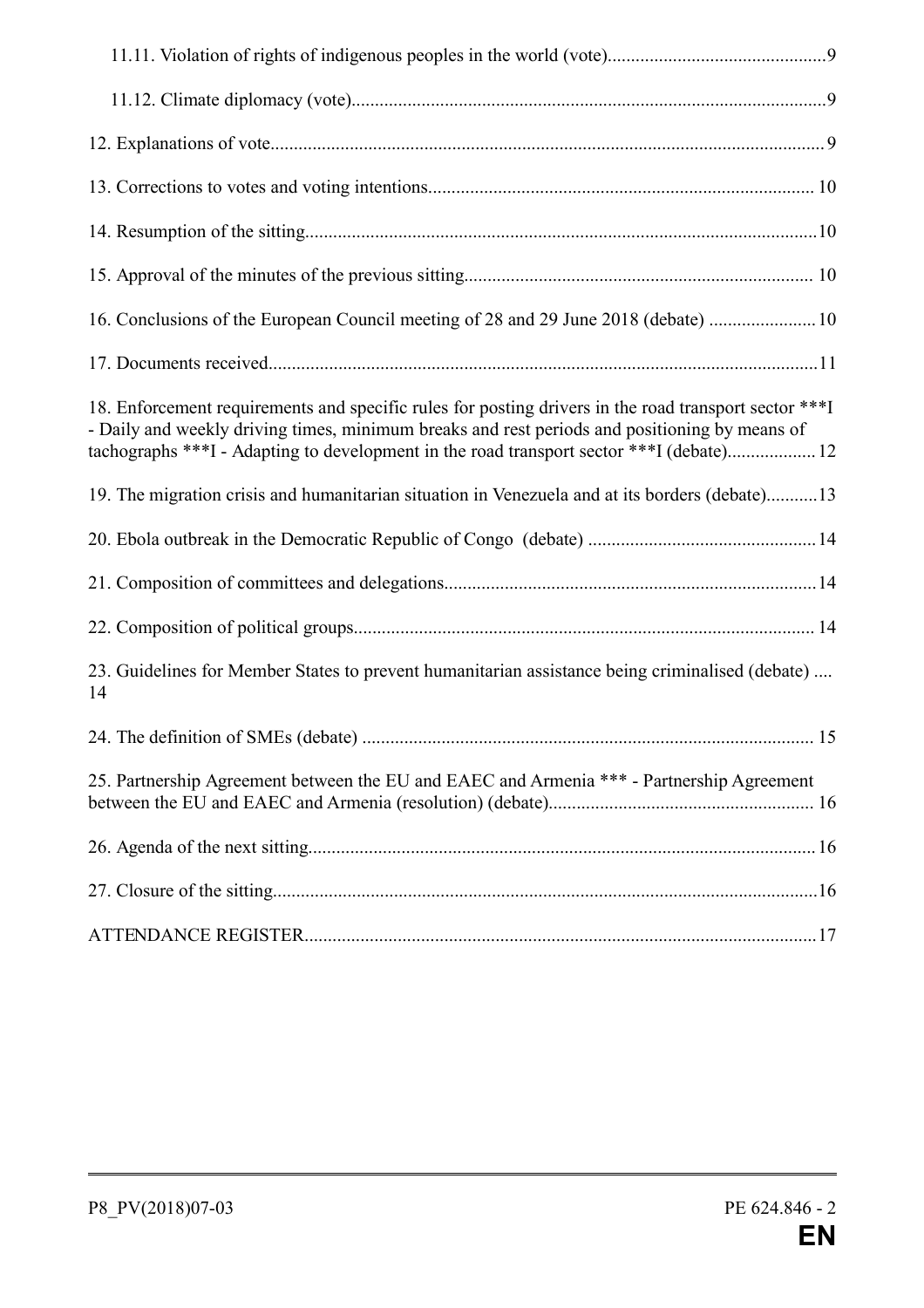11.11. Violation of rights of indigenous peoples in the world (vote)..............................................9

11.12. Climate diplomacy (vote).....................................................................................................9

12. Explanations of vote..................................................................................................................9

13. Corrections to votes and voting intentions.................................................................................10

14. Resumption of the sitting...........................................................................................................10

15. Approval of the minutes of the previous sitting..........................................................................10

16. Conclusions of the European Council meeting of 28 and 29 June 2018 (debate) .......................10

17. Documents received....................................................................................................................11

18. Enforcement requirements and specific rules for posting drivers in the road transport sector ***I - Daily and weekly driving times, minimum breaks and rest periods and positioning by means of tachographs ***I - Adapting to development in the road transport sector ***I (debate)..................12

19. The migration crisis and humanitarian situation in Venezuela and at its borders (debate)...........13

20. Ebola outbreak in the Democratic Republic of Congo (debate) ................................................14

21. Composition of committees and delegations..............................................................................14

22. Composition of political groups..................................................................................................14

23. Guidelines for Member States to prevent humanitarian assistance being criminalised (debate) .... 14

24. The definition of SMEs (debate) ................................................................................................15

25. Partnership Agreement between the EU and EAEC and Armenia *** - Partnership Agreement between the EU and EAEC and Armenia (resolution) (debate)........................................................16

26. Agenda of the next sitting...........................................................................................................16

27. Closure of the sitting...................................................................................................................16

ATTENDANCE REGISTER.............................................................................................................17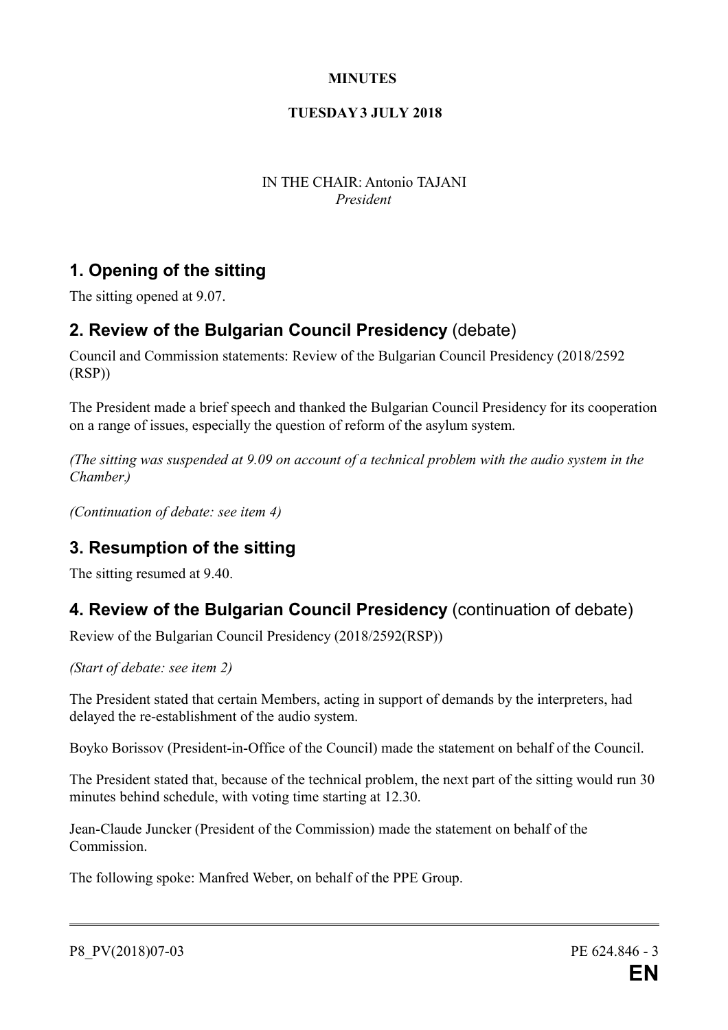**MINUTES**

**TUESDAY 3 JULY 2018**

IN THE CHAIR: Antonio TAJANI
*President*

## 1. Opening of the sitting

The sitting opened at 9.07.

## 2. Review of the Bulgarian Council Presidency (debate)

Council and Commission statements: Review of the Bulgarian Council Presidency (2018/2592 (RSP))

The President made a brief speech and thanked the Bulgarian Council Presidency for its cooperation on a range of issues, especially the question of reform of the asylum system.

*(The sitting was suspended at 9.09 on account of a technical problem with the audio system in the Chamber.)*

*(Continuation of debate: see item 4)*

## 3. Resumption of the sitting

The sitting resumed at 9.40.

## 4. Review of the Bulgarian Council Presidency (continuation of debate)

Review of the Bulgarian Council Presidency (2018/2592(RSP))

*(Start of debate: see item 2)*

The President stated that certain Members, acting in support of demands by the interpreters, had delayed the re-establishment of the audio system.

Boyko Borissov (President-in-Office of the Council) made the statement on behalf of the Council.

The President stated that, because of the technical problem, the next part of the sitting would run 30 minutes behind schedule, with voting time starting at 12.30.

Jean-Claude Juncker (President of the Commission) made the statement on behalf of the Commission.

The following spoke: Manfred Weber, on behalf of the PPE Group.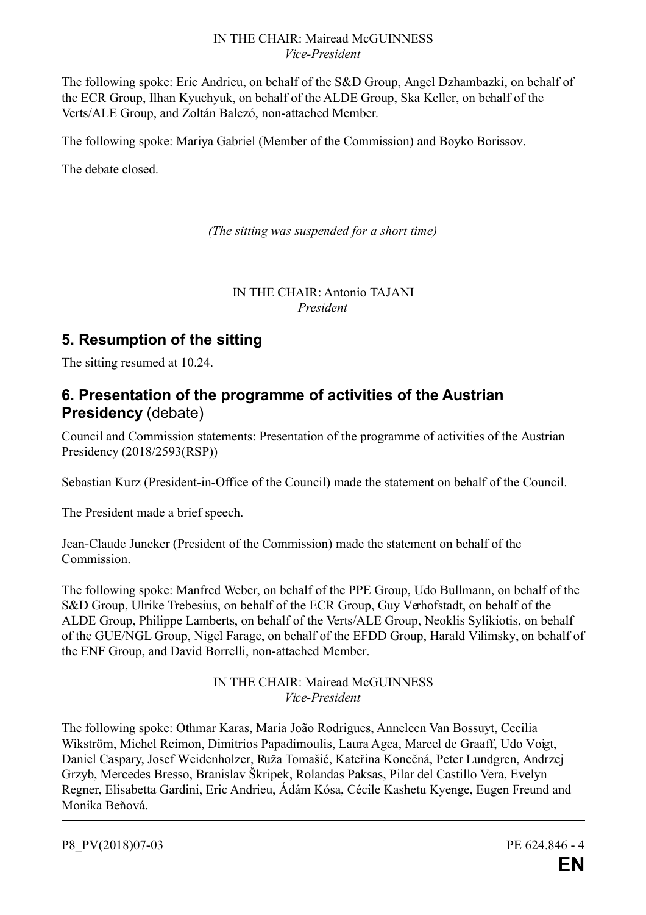IN THE CHAIR: Mairead McGUINNESS
*Vice-President*

The following spoke: Eric Andrieu, on behalf of the S&D Group, Angel Dzhambazki, on behalf of the ECR Group, Ilhan Kyuchyuk, on behalf of the ALDE Group, Ska Keller, on behalf of the Verts/ALE Group, and Zoltán Balczó, non-attached Member.

The following spoke: Mariya Gabriel (Member of the Commission) and Boyko Borissov.

The debate closed.

*(The sitting was suspended for a short time)*

IN THE CHAIR: Antonio TAJANI
*President*

## 5. Resumption of the sitting

The sitting resumed at 10.24.

## 6. Presentation of the programme of activities of the Austrian Presidency (debate)

Council and Commission statements: Presentation of the programme of activities of the Austrian Presidency (2018/2593(RSP))

Sebastian Kurz (President-in-Office of the Council) made the statement on behalf of the Council.

The President made a brief speech.

Jean-Claude Juncker (President of the Commission) made the statement on behalf of the Commission.

The following spoke: Manfred Weber, on behalf of the PPE Group, Udo Bullmann, on behalf of the S&D Group, Ulrike Trebesius, on behalf of the ECR Group, Guy Verhofstadt, on behalf of the ALDE Group, Philippe Lamberts, on behalf of the Verts/ALE Group, Neoklis Sylikiotis, on behalf of the GUE/NGL Group, Nigel Farage, on behalf of the EFDD Group, Harald Vilimsky, on behalf of the ENF Group, and David Borrelli, non-attached Member.

IN THE CHAIR: Mairead McGUINNESS
*Vice-President*

The following spoke: Othmar Karas, Maria João Rodrigues, Anneleen Van Bossuyt, Cecilia Wikström, Michel Reimon, Dimitrios Papadimoulis, Laura Agea, Marcel de Graaff, Udo Voigt, Daniel Caspary, Josef Weidenholzer, Ruža Tomašić, Kateřina Konečná, Peter Lundgren, Andrzej Grzyb, Mercedes Bresso, Branislav Škripek, Rolandas Paksas, Pilar del Castillo Vera, Evelyn Regner, Elisabetta Gardini, Eric Andrieu, Ádám Kósa, Cécile Kashetu Kyenge, Eugen Freund and Monika Beňová.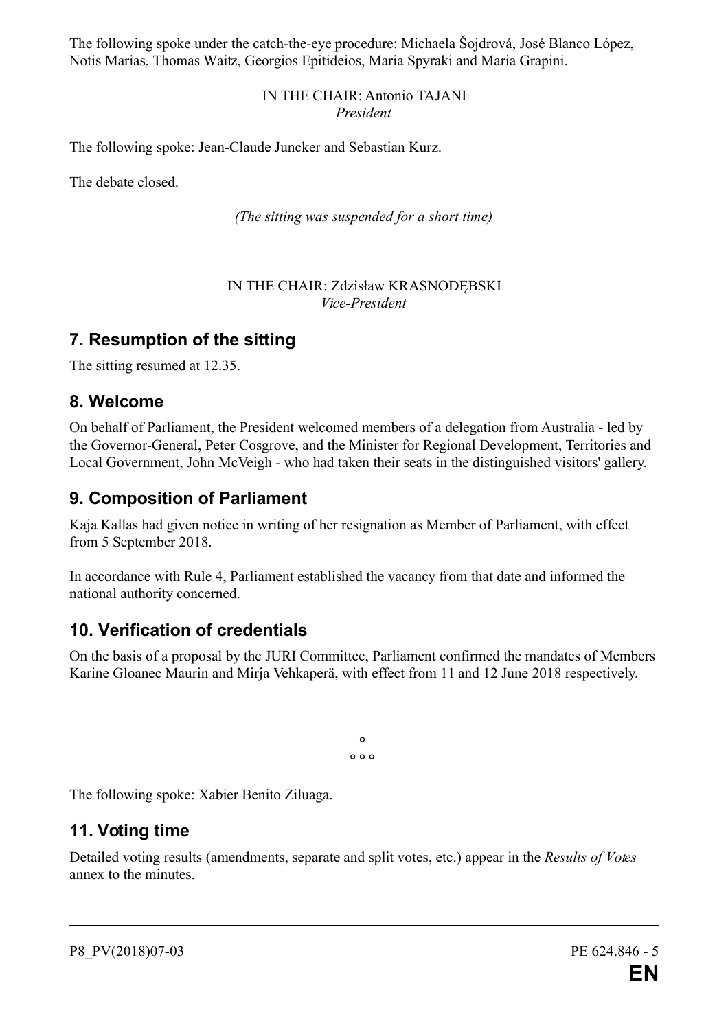The following spoke under the catch-the-eye procedure: Michaela Šojdrová, José Blanco López, Notis Marias, Thomas Waitz, Georgios Epitideios, Maria Spyraki and Maria Grapini.

IN THE CHAIR: Antonio TAJANI
*President*

The following spoke: Jean-Claude Juncker and Sebastian Kurz.

The debate closed.

*(The sitting was suspended for a short time)*

IN THE CHAIR: Zdzisław KRASNODĘBSKI
*Vice-President*

## 7. Resumption of the sitting

The sitting resumed at 12.35.

## 8. Welcome

On behalf of Parliament, the President welcomed members of a delegation from Australia - led by the Governor-General, Peter Cosgrove, and the Minister for Regional Development, Territories and Local Government, John McVeigh - who had taken their seats in the distinguished visitors' gallery.

## 9. Composition of Parliament

Kaja Kallas had given notice in writing of her resignation as Member of Parliament, with effect from 5 September 2018.

In accordance with Rule 4, Parliament established the vacancy from that date and informed the national authority concerned.

## 10. Verification of credentials

On the basis of a proposal by the JURI Committee, Parliament confirmed the mandates of Members Karine Gloanec Maurin and Mirja Vehkaperä, with effect from 11 and 12 June 2018 respectively.

°
° ° °

The following spoke: Xabier Benito Ziluaga.

## 11. Voting time

Detailed voting results (amendments, separate and split votes, etc.) appear in the *Results of Votes* annex to the minutes.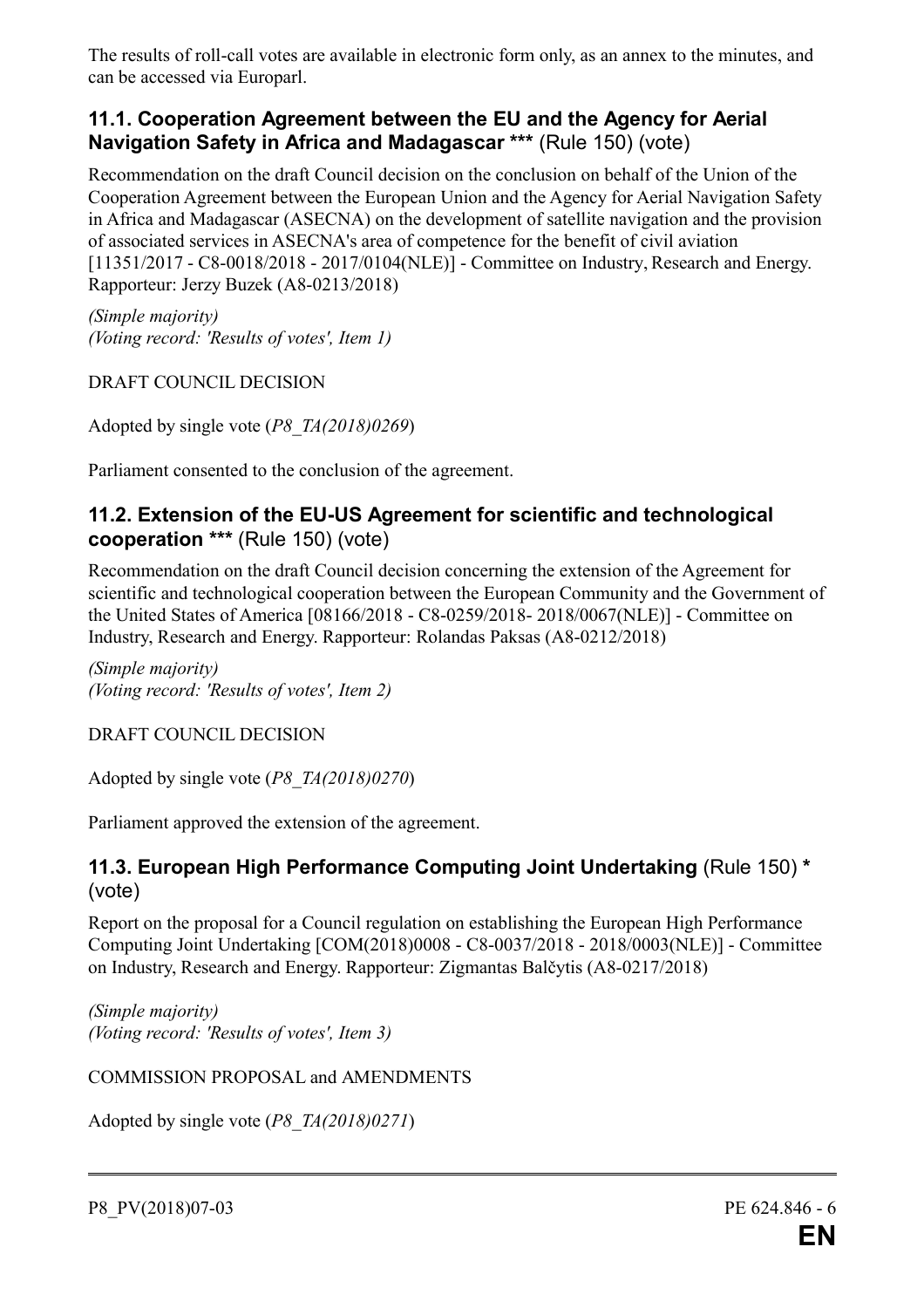The results of roll-call votes are available in electronic form only, as an annex to the minutes, and can be accessed via Europarl.

### 11.1. Cooperation Agreement between the EU and the Agency for Aerial Navigation Safety in Africa and Madagascar *** (Rule 150) (vote)

Recommendation on the draft Council decision on the conclusion on behalf of the Union of the Cooperation Agreement between the European Union and the Agency for Aerial Navigation Safety in Africa and Madagascar (ASECNA) on the development of satellite navigation and the provision of associated services in ASECNA's area of competence for the benefit of civil aviation [11351/2017 - C8-0018/2018 - 2017/0104(NLE)] - Committee on Industry, Research and Energy. Rapporteur: Jerzy Buzek (A8-0213/2018)

*(Simple majority)*
*(Voting record: 'Results of votes', Item 1)*

DRAFT COUNCIL DECISION

Adopted by single vote (*P8_TA(2018)0269*)

Parliament consented to the conclusion of the agreement.

### 11.2. Extension of the EU-US Agreement for scientific and technological cooperation *** (Rule 150) (vote)

Recommendation on the draft Council decision concerning the extension of the Agreement for scientific and technological cooperation between the European Community and the Government of the United States of America [08166/2018 - C8-0259/2018- 2018/0067(NLE)] - Committee on Industry, Research and Energy. Rapporteur: Rolandas Paksas (A8-0212/2018)

*(Simple majority)*
*(Voting record: 'Results of votes', Item 2)*

DRAFT COUNCIL DECISION

Adopted by single vote (*P8_TA(2018)0270*)

Parliament approved the extension of the agreement.

### 11.3. European High Performance Computing Joint Undertaking (Rule 150) * (vote)

Report on the proposal for a Council regulation on establishing the European High Performance Computing Joint Undertaking [COM(2018)0008 - C8-0037/2018 - 2018/0003(NLE)] - Committee on Industry, Research and Energy. Rapporteur: Zigmantas Balčytis (A8-0217/2018)

*(Simple majority)*
*(Voting record: 'Results of votes', Item 3)*

COMMISSION PROPOSAL and AMENDMENTS

Adopted by single vote (*P8_TA(2018)0271*)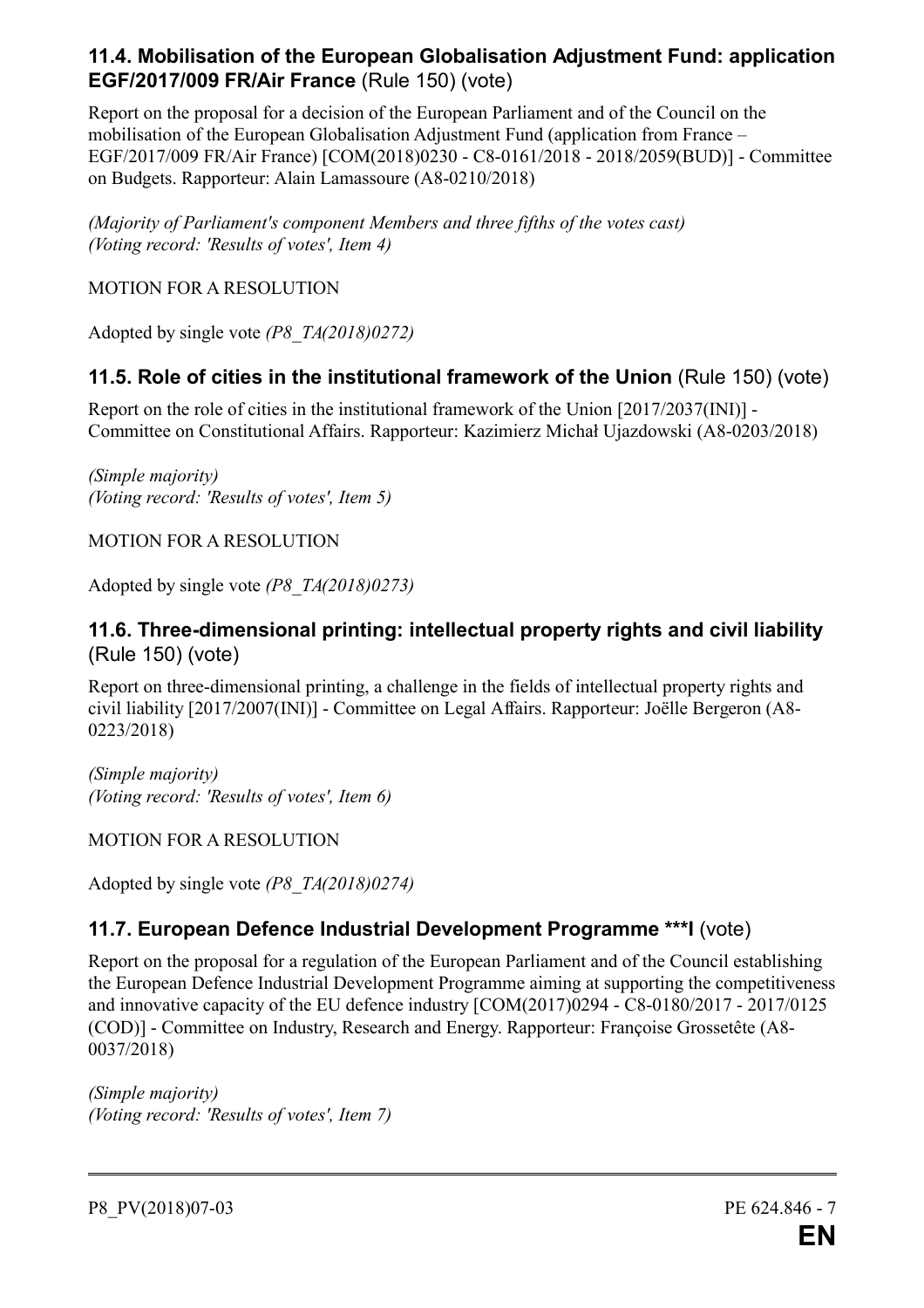### 11.4. Mobilisation of the European Globalisation Adjustment Fund: application EGF/2017/009 FR/Air France (Rule 150) (vote)

Report on the proposal for a decision of the European Parliament and of the Council on the mobilisation of the European Globalisation Adjustment Fund (application from France – EGF/2017/009 FR/Air France) [COM(2018)0230 - C8-0161/2018 - 2018/2059(BUD)] - Committee on Budgets. Rapporteur: Alain Lamassoure (A8-0210/2018)

*(Majority of Parliament's component Members and three fifths of the votes cast)*
*(Voting record: 'Results of votes', Item 4)*

MOTION FOR A RESOLUTION

Adopted by single vote *(P8_TA(2018)0272)*

### 11.5. Role of cities in the institutional framework of the Union (Rule 150) (vote)

Report on the role of cities in the institutional framework of the Union [2017/2037(INI)] - Committee on Constitutional Affairs. Rapporteur: Kazimierz Michał Ujazdowski (A8-0203/2018)

*(Simple majority)*
*(Voting record: 'Results of votes', Item 5)*

MOTION FOR A RESOLUTION

Adopted by single vote *(P8_TA(2018)0273)*

### 11.6. Three-dimensional printing: intellectual property rights and civil liability (Rule 150) (vote)

Report on three-dimensional printing, a challenge in the fields of intellectual property rights and civil liability [2017/2007(INI)] - Committee on Legal Affairs. Rapporteur: Joëlle Bergeron (A8-0223/2018)

*(Simple majority)*
*(Voting record: 'Results of votes', Item 6)*

MOTION FOR A RESOLUTION

Adopted by single vote *(P8_TA(2018)0274)*

### 11.7. European Defence Industrial Development Programme ***I (vote)

Report on the proposal for a regulation of the European Parliament and of the Council establishing the European Defence Industrial Development Programme aiming at supporting the competitiveness and innovative capacity of the EU defence industry [COM(2017)0294 - C8-0180/2017 - 2017/0125 (COD)] - Committee on Industry, Research and Energy. Rapporteur: Françoise Grossetête (A8-0037/2018)

*(Simple majority)*
*(Voting record: 'Results of votes', Item 7)*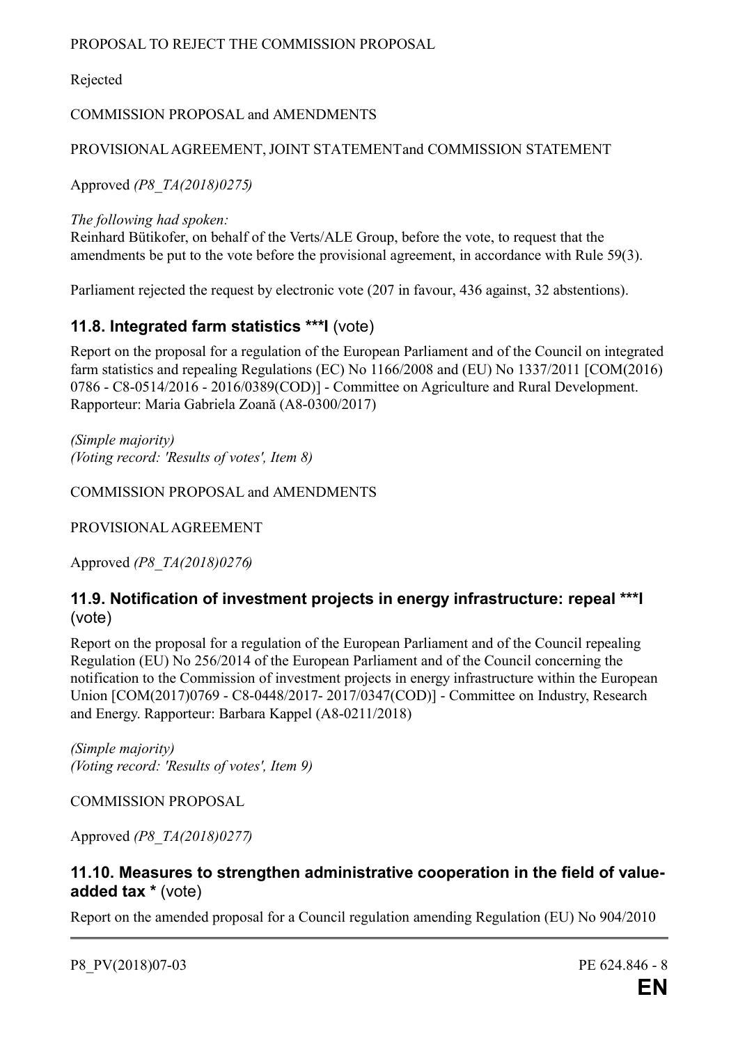PROPOSAL TO REJECT THE COMMISSION PROPOSAL

Rejected

COMMISSION PROPOSAL and AMENDMENTS

PROVISIONAL AGREEMENT, JOINT STATEMENTand COMMISSION STATEMENT

Approved *(P8_TA(2018)0275)*

*The following had spoken:*
Reinhard Bütikofer, on behalf of the Verts/ALE Group, before the vote, to request that the amendments be put to the vote before the provisional agreement, in accordance with Rule 59(3).

Parliament rejected the request by electronic vote (207 in favour, 436 against, 32 abstentions).

### 11.8. Integrated farm statistics ***I (vote)

Report on the proposal for a regulation of the European Parliament and of the Council on integrated farm statistics and repealing Regulations (EC) No 1166/2008 and (EU) No 1337/2011 [COM(2016) 0786 - C8-0514/2016 - 2016/0389(COD)] - Committee on Agriculture and Rural Development. Rapporteur: Maria Gabriela Zoană (A8-0300/2017)

*(Simple majority)*
*(Voting record: 'Results of votes', Item 8)*

COMMISSION PROPOSAL and AMENDMENTS

PROVISIONAL AGREEMENT

Approved *(P8_TA(2018)0276)*

### 11.9. Notification of investment projects in energy infrastructure: repeal ***I (vote)

Report on the proposal for a regulation of the European Parliament and of the Council repealing Regulation (EU) No 256/2014 of the European Parliament and of the Council concerning the notification to the Commission of investment projects in energy infrastructure within the European Union [COM(2017)0769 - C8-0448/2017- 2017/0347(COD)] - Committee on Industry, Research and Energy. Rapporteur: Barbara Kappel (A8-0211/2018)

*(Simple majority)*
*(Voting record: 'Results of votes', Item 9)*

COMMISSION PROPOSAL

Approved *(P8_TA(2018)0277)*

### 11.10. Measures to strengthen administrative cooperation in the field of value-added tax * (vote)

Report on the amended proposal for a Council regulation amending Regulation (EU) No 904/2010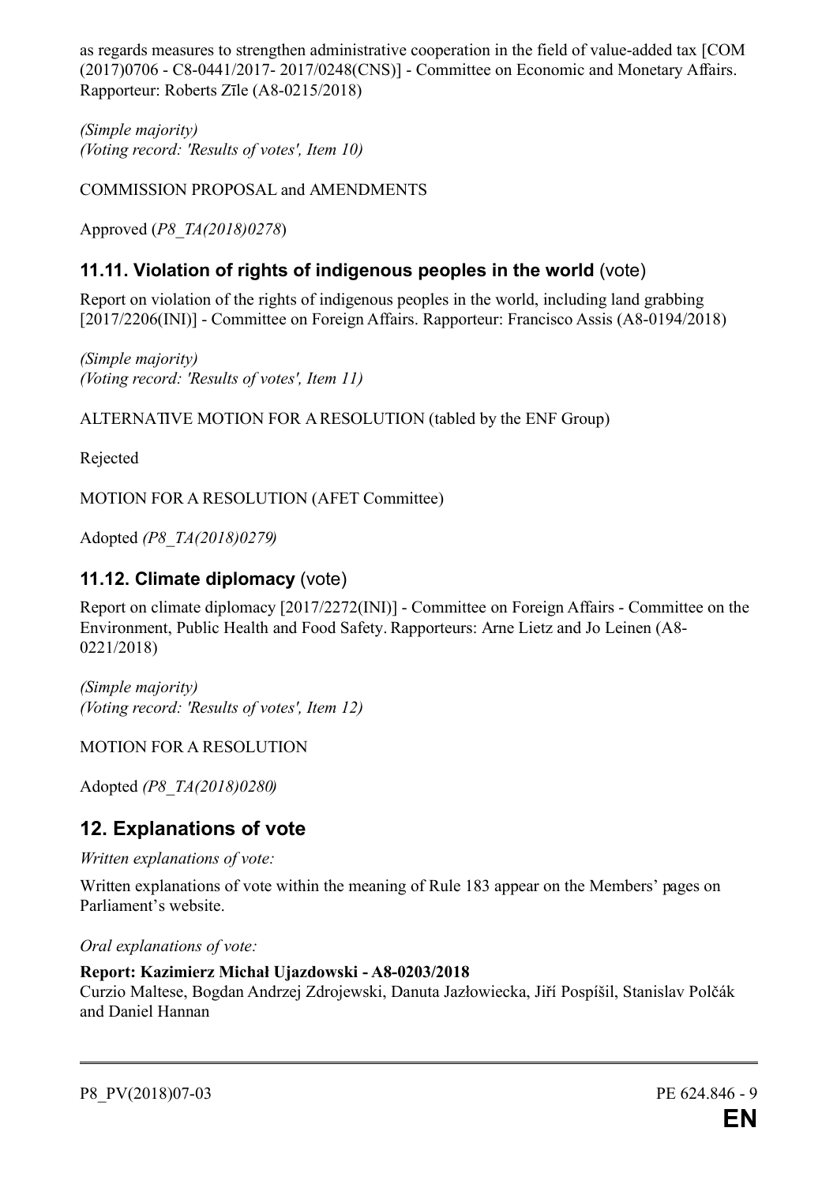as regards measures to strengthen administrative cooperation in the field of value-added tax [COM (2017)0706 - C8-0441/2017- 2017/0248(CNS)] - Committee on Economic and Monetary Affairs. Rapporteur: Roberts Zīle (A8-0215/2018)

*(Simple majority)*
*(Voting record: 'Results of votes', Item 10)*

COMMISSION PROPOSAL and AMENDMENTS

Approved (*P8_TA(2018)0278*)

## 11.11. Violation of rights of indigenous peoples in the world (vote)

Report on violation of the rights of indigenous peoples in the world, including land grabbing [2017/2206(INI)] - Committee on Foreign Affairs. Rapporteur: Francisco Assis (A8-0194/2018)

*(Simple majority)*
*(Voting record: 'Results of votes', Item 11)*

ALTERNATIVE MOTION FOR A RESOLUTION (tabled by the ENF Group)

Rejected

MOTION FOR A RESOLUTION (AFET Committee)

Adopted *(P8_TA(2018)0279)*

## 11.12. Climate diplomacy (vote)

Report on climate diplomacy [2017/2272(INI)] - Committee on Foreign Affairs - Committee on the Environment, Public Health and Food Safety. Rapporteurs: Arne Lietz and Jo Leinen (A8-0221/2018)

*(Simple majority)*
*(Voting record: 'Results of votes', Item 12)*

MOTION FOR A RESOLUTION

Adopted *(P8_TA(2018)0280)*

# 12. Explanations of vote

*Written explanations of vote:*

Written explanations of vote within the meaning of Rule 183 appear on the Members' pages on Parliament's website.

*Oral explanations of vote:*

**Report: Kazimierz Michał Ujazdowski - A8-0203/2018**
Curzio Maltese, Bogdan Andrzej Zdrojewski, Danuta Jazłowiecka, Jiří Pospíšil, Stanislav Polčák and Daniel Hannan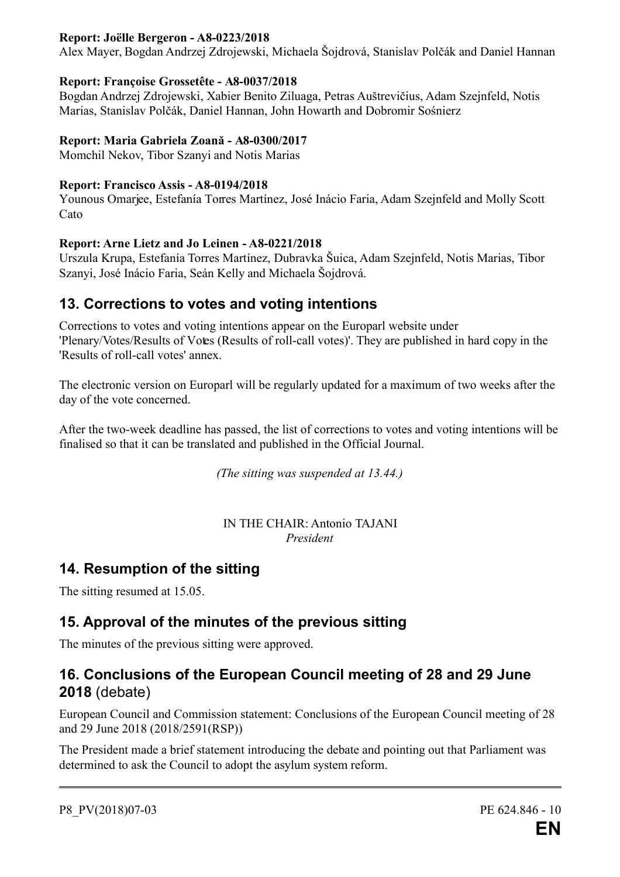**Report: Joëlle Bergeron - A8-0223/2018**
Alex Mayer, Bogdan Andrzej Zdrojewski, Michaela Šojdrová, Stanislav Polčák and Daniel Hannan

**Report: Françoise Grossetête - A8-0037/2018**
Bogdan Andrzej Zdrojewski, Xabier Benito Ziluaga, Petras Auštrevičius, Adam Szejnfeld, Notis Marias, Stanislav Polčák, Daniel Hannan, John Howarth and Dobromir Sośnierz

**Report: Maria Gabriela Zoană - A8-0300/2017**
Momchil Nekov, Tibor Szanyi and Notis Marias

**Report: Francisco Assis - A8-0194/2018**
Younous Omarjee, Estefanía Torres Martínez, José Inácio Faria, Adam Szejnfeld and Molly Scott Cato

**Report: Arne Lietz and Jo Leinen - A8-0221/2018**
Urszula Krupa, Estefanía Torres Martínez, Dubravka Šuica, Adam Szejnfeld, Notis Marias, Tibor Szanyi, José Inácio Faria, Seán Kelly and Michaela Šojdrová.

## 13. Corrections to votes and voting intentions

Corrections to votes and voting intentions appear on the Europarl website under 'Plenary/Votes/Results of Votes (Results of roll-call votes)'. They are published in hard copy in the 'Results of roll-call votes' annex.

The electronic version on Europarl will be regularly updated for a maximum of two weeks after the day of the vote concerned.

After the two-week deadline has passed, the list of corrections to votes and voting intentions will be finalised so that it can be translated and published in the Official Journal.

*(The sitting was suspended at 13.44.)*

IN THE CHAIR: Antonio TAJANI
*President*

## 14. Resumption of the sitting

The sitting resumed at 15.05.

## 15. Approval of the minutes of the previous sitting

The minutes of the previous sitting were approved.

## 16. Conclusions of the European Council meeting of 28 and 29 June 2018 (debate)

European Council and Commission statement: Conclusions of the European Council meeting of 28 and 29 June 2018 (2018/2591(RSP))

The President made a brief statement introducing the debate and pointing out that Parliament was determined to ask the Council to adopt the asylum system reform.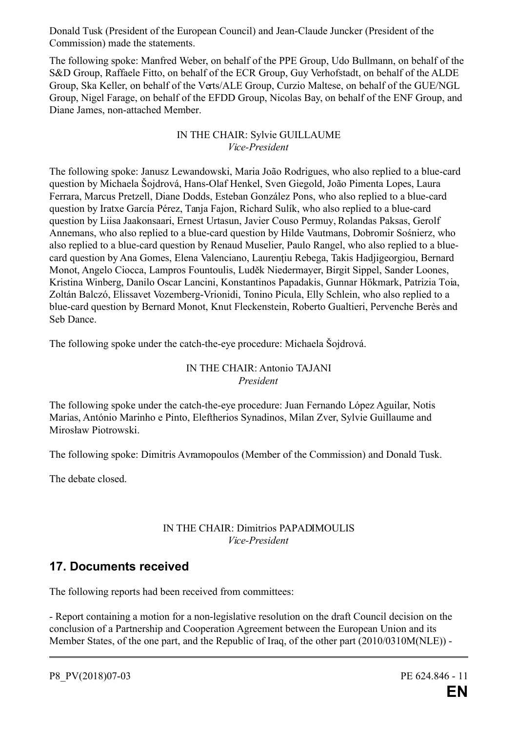Donald Tusk (President of the European Council) and Jean-Claude Juncker (President of the Commission) made the statements.

The following spoke: Manfred Weber, on behalf of the PPE Group, Udo Bullmann, on behalf of the S&D Group, Raffaele Fitto, on behalf of the ECR Group, Guy Verhofstadt, on behalf of the ALDE Group, Ska Keller, on behalf of the Verts/ALE Group, Curzio Maltese, on behalf of the GUE/NGL Group, Nigel Farage, on behalf of the EFDD Group, Nicolas Bay, on behalf of the ENF Group, and Diane James, non-attached Member.

IN THE CHAIR: Sylvie GUILLAUME
*Vice-President*

The following spoke: Janusz Lewandowski, Maria João Rodrigues, who also replied to a blue-card question by Michaela Šojdrová, Hans-Olaf Henkel, Sven Giegold, João Pimenta Lopes, Laura Ferrara, Marcus Pretzell, Diane Dodds, Esteban González Pons, who also replied to a blue-card question by Iratxe García Pérez, Tanja Fajon, Richard Sulík, who also replied to a blue-card question by Liisa Jaakonsaari, Ernest Urtasun, Javier Couso Permuy, Rolandas Paksas, Gerolf Annemans, who also replied to a blue-card question by Hilde Vautmans, Dobromir Sośnierz, who also replied to a blue-card question by Renaud Muselier, Paulo Rangel, who also replied to a blue-card question by Ana Gomes, Elena Valenciano, Laurenţiu Rebega, Takis Hadjigeorgiou, Bernard Monot, Angelo Ciocca, Lampros Fountoulis, Luděk Niedermayer, Birgit Sippel, Sander Loones, Kristina Winberg, Danilo Oscar Lancini, Konstantinos Papadakis, Gunnar Hökmark, Patrizia Toia, Zoltán Balczó, Elissavet Vozemberg-Vrionidi, Tonino Picula, Elly Schlein, who also replied to a blue-card question by Bernard Monot, Knut Fleckenstein, Roberto Gualtieri, Pervenche Berès and Seb Dance.

The following spoke under the catch-the-eye procedure: Michaela Šojdrová.

IN THE CHAIR: Antonio TAJANI
*President*

The following spoke under the catch-the-eye procedure: Juan Fernando López Aguilar, Notis Marias, António Marinho e Pinto, Eleftherios Synadinos, Milan Zver, Sylvie Guillaume and Mirosław Piotrowski.

The following spoke: Dimitris Avramopoulos (Member of the Commission) and Donald Tusk.

The debate closed.

IN THE CHAIR: Dimitrios PAPADIMOULIS
*Vice-President*

## 17. Documents received

The following reports had been received from committees:

- Report containing a motion for a non-legislative resolution on the draft Council decision on the conclusion of a Partnership and Cooperation Agreement between the European Union and its Member States, of the one part, and the Republic of Iraq, of the other part (2010/0310M(NLE)) -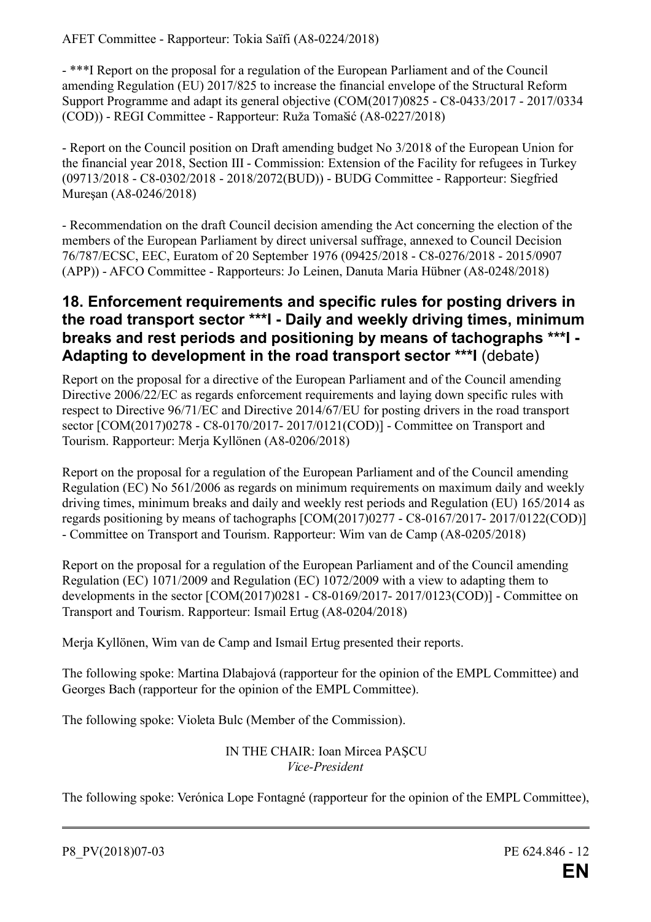AFET Committee - Rapporteur: Tokia Saïfi (A8-0224/2018)

- ***I Report on the proposal for a regulation of the European Parliament and of the Council amending Regulation (EU) 2017/825 to increase the financial envelope of the Structural Reform Support Programme and adapt its general objective (COM(2017)0825 - C8-0433/2017 - 2017/0334 (COD)) - REGI Committee - Rapporteur: Ruža Tomašić (A8-0227/2018)

- Report on the Council position on Draft amending budget No 3/2018 of the European Union for the financial year 2018, Section III - Commission: Extension of the Facility for refugees in Turkey (09713/2018 - C8-0302/2018 - 2018/2072(BUD)) - BUDG Committee - Rapporteur: Siegfried Mureşan (A8-0246/2018)

- Recommendation on the draft Council decision amending the Act concerning the election of the members of the European Parliament by direct universal suffrage, annexed to Council Decision 76/787/ECSC, EEC, Euratom of 20 September 1976 (09425/2018 - C8-0276/2018 - 2015/0907 (APP)) - AFCO Committee - Rapporteurs: Jo Leinen, Danuta Maria Hübner (A8-0248/2018)

## 18. Enforcement requirements and specific rules for posting drivers in the road transport sector ***I - Daily and weekly driving times, minimum breaks and rest periods and positioning by means of tachographs ***I - Adapting to development in the road transport sector ***I (debate)

Report on the proposal for a directive of the European Parliament and of the Council amending Directive 2006/22/EC as regards enforcement requirements and laying down specific rules with respect to Directive 96/71/EC and Directive 2014/67/EU for posting drivers in the road transport sector [COM(2017)0278 - C8-0170/2017- 2017/0121(COD)] - Committee on Transport and Tourism. Rapporteur: Merja Kyllönen (A8-0206/2018)

Report on the proposal for a regulation of the European Parliament and of the Council amending Regulation (EC) No 561/2006 as regards on minimum requirements on maximum daily and weekly driving times, minimum breaks and daily and weekly rest periods and Regulation (EU) 165/2014 as regards positioning by means of tachographs [COM(2017)0277 - C8-0167/2017- 2017/0122(COD)] - Committee on Transport and Tourism. Rapporteur: Wim van de Camp (A8-0205/2018)

Report on the proposal for a regulation of the European Parliament and of the Council amending Regulation (EC) 1071/2009 and Regulation (EC) 1072/2009 with a view to adapting them to developments in the sector [COM(2017)0281 - C8-0169/2017- 2017/0123(COD)] - Committee on Transport and Tourism. Rapporteur: Ismail Ertug (A8-0204/2018)

Merja Kyllönen, Wim van de Camp and Ismail Ertug presented their reports.

The following spoke: Martina Dlabajová (rapporteur for the opinion of the EMPL Committee) and Georges Bach (rapporteur for the opinion of the EMPL Committee).

The following spoke: Violeta Bulc (Member of the Commission).

IN THE CHAIR: Ioan Mircea PAŞCU
*Vice-President*

The following spoke: Verónica Lope Fontagné (rapporteur for the opinion of the EMPL Committee),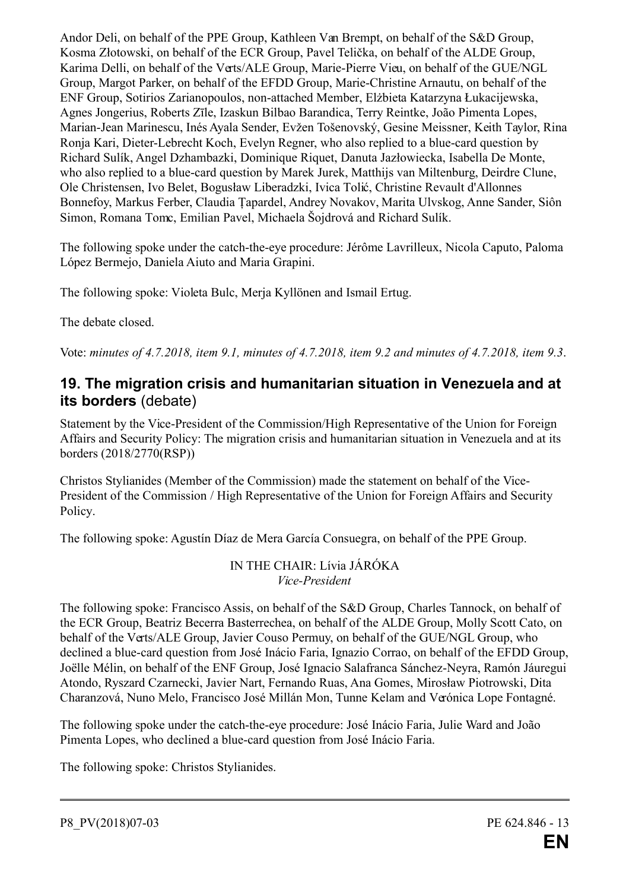Andor Deli, on behalf of the PPE Group, Kathleen Van Brempt, on behalf of the S&D Group, Kosma Złotowski, on behalf of the ECR Group, Pavel Telička, on behalf of the ALDE Group, Karima Delli, on behalf of the Verts/ALE Group, Marie-Pierre Vieu, on behalf of the GUE/NGL Group, Margot Parker, on behalf of the EFDD Group, Marie-Christine Arnautu, on behalf of the ENF Group, Sotirios Zarianopoulos, non-attached Member, Elżbieta Katarzyna Łukacijewska, Agnes Jongerius, Roberts Zīle, Izaskun Bilbao Barandica, Terry Reintke, João Pimenta Lopes, Marian-Jean Marinescu, Inés Ayala Sender, Evžen Tošenovský, Gesine Meissner, Keith Taylor, Rina Ronja Kari, Dieter-Lebrecht Koch, Evelyn Regner, who also replied to a blue-card question by Richard Sulík, Angel Dzhambazki, Dominique Riquet, Danuta Jazłowiecka, Isabella De Monte, who also replied to a blue-card question by Marek Jurek, Matthijs van Miltenburg, Deirdre Clune, Ole Christensen, Ivo Belet, Bogusław Liberadzki, Ivica Tolić, Christine Revault d'Allonnes Bonnefoy, Markus Ferber, Claudia Țapardel, Andrey Novakov, Marita Ulvskog, Anne Sander, Siôn Simon, Romana Tomc, Emilian Pavel, Michaela Šojdrová and Richard Sulík.

The following spoke under the catch-the-eye procedure: Jérôme Lavrilleux, Nicola Caputo, Paloma López Bermejo, Daniela Aiuto and Maria Grapini.

The following spoke: Violeta Bulc, Merja Kyllönen and Ismail Ertug.

The debate closed.

Vote: *minutes of 4.7.2018, item 9.1, minutes of 4.7.2018, item 9.2 and minutes of 4.7.2018, item 9.3*.

## 19. The migration crisis and humanitarian situation in Venezuela and at its borders (debate)

Statement by the Vice-President of the Commission/High Representative of the Union for Foreign Affairs and Security Policy: The migration crisis and humanitarian situation in Venezuela and at its borders (2018/2770(RSP))

Christos Stylianides (Member of the Commission) made the statement on behalf of the Vice-President of the Commission / High Representative of the Union for Foreign Affairs and Security Policy.

The following spoke: Agustín Díaz de Mera García Consuegra, on behalf of the PPE Group.

IN THE CHAIR: Lívia JÁRÓKA
*Vice-President*

The following spoke: Francisco Assis, on behalf of the S&D Group, Charles Tannock, on behalf of the ECR Group, Beatriz Becerra Basterrechea, on behalf of the ALDE Group, Molly Scott Cato, on behalf of the Verts/ALE Group, Javier Couso Permuy, on behalf of the GUE/NGL Group, who declined a blue-card question from José Inácio Faria, Ignazio Corrao, on behalf of the EFDD Group, Joëlle Mélin, on behalf of the ENF Group, José Ignacio Salafranca Sánchez-Neyra, Ramón Jáuregui Atondo, Ryszard Czarnecki, Javier Nart, Fernando Ruas, Ana Gomes, Mirosław Piotrowski, Dita Charanzová, Nuno Melo, Francisco José Millán Mon, Tunne Kelam and Verónica Lope Fontagné.

The following spoke under the catch-the-eye procedure: José Inácio Faria, Julie Ward and João Pimenta Lopes, who declined a blue-card question from José Inácio Faria.

The following spoke: Christos Stylianides.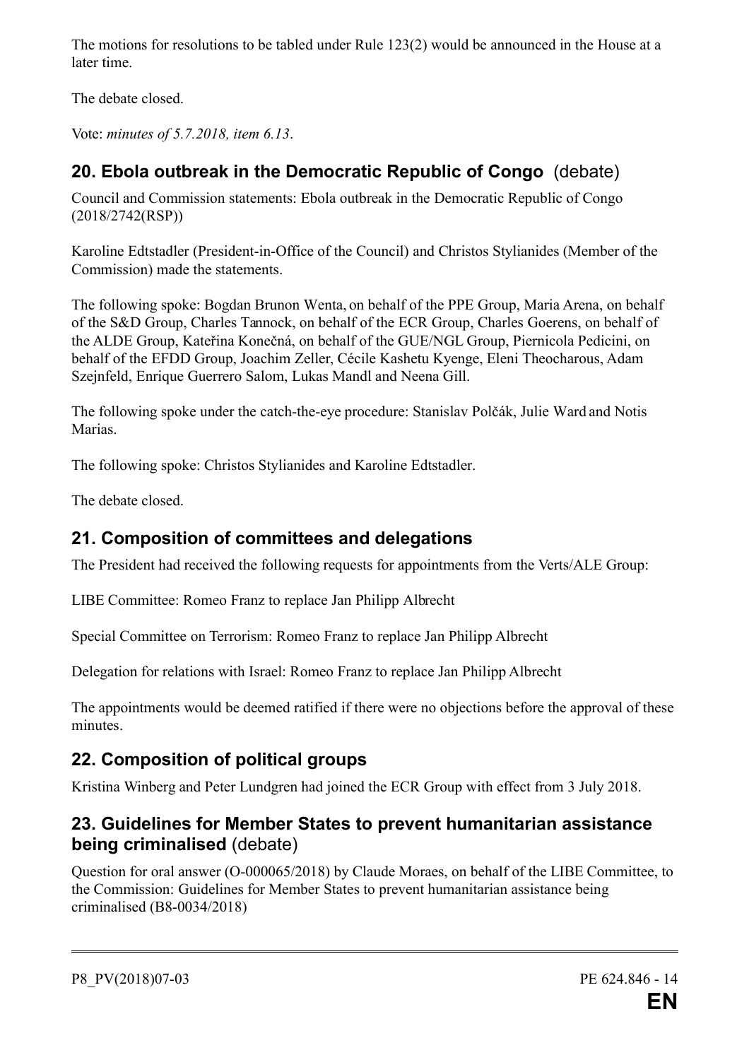The motions for resolutions to be tabled under Rule 123(2) would be announced in the House at a later time.

The debate closed.

Vote: *minutes of 5.7.2018, item 6.13*.

## 20. Ebola outbreak in the Democratic Republic of Congo (debate)

Council and Commission statements: Ebola outbreak in the Democratic Republic of Congo (2018/2742(RSP))

Karoline Edtstadler (President-in-Office of the Council) and Christos Stylianides (Member of the Commission) made the statements.

The following spoke: Bogdan Brunon Wenta, on behalf of the PPE Group, Maria Arena, on behalf of the S&D Group, Charles Tannock, on behalf of the ECR Group, Charles Goerens, on behalf of the ALDE Group, Kateřina Konečná, on behalf of the GUE/NGL Group, Piernicola Pedicini, on behalf of the EFDD Group, Joachim Zeller, Cécile Kashetu Kyenge, Eleni Theocharous, Adam Szejnfeld, Enrique Guerrero Salom, Lukas Mandl and Neena Gill.

The following spoke under the catch-the-eye procedure: Stanislav Polčák, Julie Ward and Notis Marias.

The following spoke: Christos Stylianides and Karoline Edtstadler.

The debate closed.

## 21. Composition of committees and delegations

The President had received the following requests for appointments from the Verts/ALE Group:

LIBE Committee: Romeo Franz to replace Jan Philipp Albrecht

Special Committee on Terrorism: Romeo Franz to replace Jan Philipp Albrecht

Delegation for relations with Israel: Romeo Franz to replace Jan Philipp Albrecht

The appointments would be deemed ratified if there were no objections before the approval of these minutes.

## 22. Composition of political groups

Kristina Winberg and Peter Lundgren had joined the ECR Group with effect from 3 July 2018.

## 23. Guidelines for Member States to prevent humanitarian assistance being criminalised (debate)

Question for oral answer (O-000065/2018) by Claude Moraes, on behalf of the LIBE Committee, to the Commission: Guidelines for Member States to prevent humanitarian assistance being criminalised (B8-0034/2018)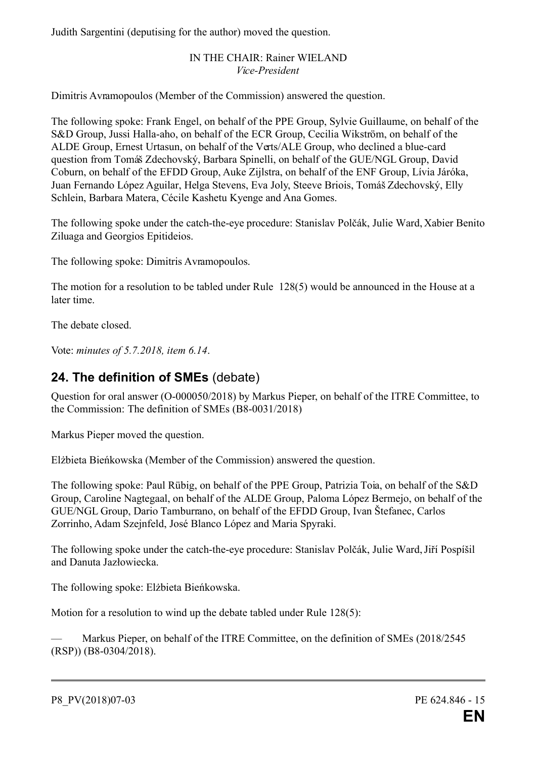Judith Sargentini (deputising for the author) moved the question.

IN THE CHAIR: Rainer WIELAND
*Vice-President*

Dimitris Avramopoulos (Member of the Commission) answered the question.

The following spoke: Frank Engel, on behalf of the PPE Group, Sylvie Guillaume, on behalf of the S&D Group, Jussi Halla-aho, on behalf of the ECR Group, Cecilia Wikström, on behalf of the ALDE Group, Ernest Urtasun, on behalf of the Verts/ALE Group, who declined a blue-card question from Tomáš Zdechovský, Barbara Spinelli, on behalf of the GUE/NGL Group, David Coburn, on behalf of the EFDD Group, Auke Zijlstra, on behalf of the ENF Group, Lívia Járóka, Juan Fernando López Aguilar, Helga Stevens, Eva Joly, Steeve Briois, Tomáš Zdechovský, Elly Schlein, Barbara Matera, Cécile Kashetu Kyenge and Ana Gomes.

The following spoke under the catch-the-eye procedure: Stanislav Polčák, Julie Ward, Xabier Benito Ziluaga and Georgios Epitideios.

The following spoke: Dimitris Avramopoulos.

The motion for a resolution to be tabled under Rule 128(5) would be announced in the House at a later time.

The debate closed.

Vote: *minutes of 5.7.2018, item 6.14*.

## 24. The definition of SMEs (debate)

Question for oral answer (O-000050/2018) by Markus Pieper, on behalf of the ITRE Committee, to the Commission: The definition of SMEs (B8-0031/2018)

Markus Pieper moved the question.

Elżbieta Bieńkowska (Member of the Commission) answered the question.

The following spoke: Paul Rübig, on behalf of the PPE Group, Patrizia Toia, on behalf of the S&D Group, Caroline Nagtegaal, on behalf of the ALDE Group, Paloma López Bermejo, on behalf of the GUE/NGL Group, Dario Tamburrano, on behalf of the EFDD Group, Ivan Štefanec, Carlos Zorrinho, Adam Szejnfeld, José Blanco López and Maria Spyraki.

The following spoke under the catch-the-eye procedure: Stanislav Polčák, Julie Ward, Jiří Pospíšil and Danuta Jazłowiecka.

The following spoke: Elżbieta Bieńkowska.

Motion for a resolution to wind up the debate tabled under Rule 128(5):

— Markus Pieper, on behalf of the ITRE Committee, on the definition of SMEs (2018/2545 (RSP)) (B8-0304/2018).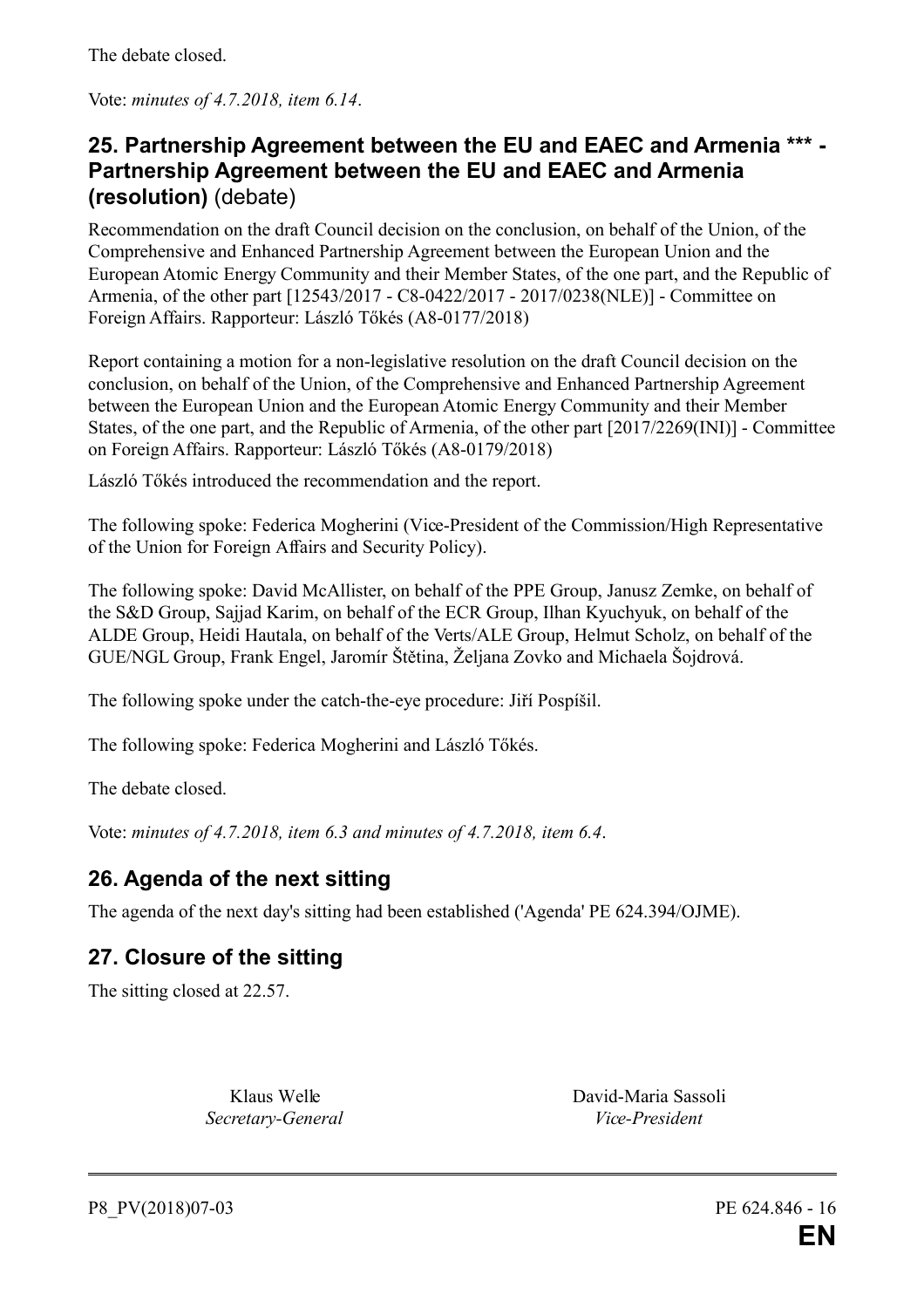The debate closed.

Vote: *minutes of 4.7.2018, item 6.14*.

## 25. Partnership Agreement between the EU and EAEC and Armenia *** - Partnership Agreement between the EU and EAEC and Armenia (resolution) (debate)

Recommendation on the draft Council decision on the conclusion, on behalf of the Union, of the Comprehensive and Enhanced Partnership Agreement between the European Union and the European Atomic Energy Community and their Member States, of the one part, and the Republic of Armenia, of the other part [12543/2017 - C8-0422/2017 - 2017/0238(NLE)] - Committee on Foreign Affairs. Rapporteur: László Tőkés (A8-0177/2018)

Report containing a motion for a non-legislative resolution on the draft Council decision on the conclusion, on behalf of the Union, of the Comprehensive and Enhanced Partnership Agreement between the European Union and the European Atomic Energy Community and their Member States, of the one part, and the Republic of Armenia, of the other part [2017/2269(INI)] - Committee on Foreign Affairs. Rapporteur: László Tőkés (A8-0179/2018)

László Tőkés introduced the recommendation and the report.

The following spoke: Federica Mogherini (Vice-President of the Commission/High Representative of the Union for Foreign Affairs and Security Policy).

The following spoke: David McAllister, on behalf of the PPE Group, Janusz Zemke, on behalf of the S&D Group, Sajjad Karim, on behalf of the ECR Group, Ilhan Kyuchyuk, on behalf of the ALDE Group, Heidi Hautala, on behalf of the Verts/ALE Group, Helmut Scholz, on behalf of the GUE/NGL Group, Frank Engel, Jaromír Štětina, Željana Zovko and Michaela Šojdrová.

The following spoke under the catch-the-eye procedure: Jiří Pospíšil.

The following spoke: Federica Mogherini and László Tőkés.

The debate closed.

Vote: *minutes of 4.7.2018, item 6.3 and minutes of 4.7.2018, item 6.4*.

## 26. Agenda of the next sitting

The agenda of the next day's sitting had been established ('Agenda' PE 624.394/OJME).

## 27. Closure of the sitting

The sitting closed at 22.57.

Klaus Welle
*Secretary-General*

David-Maria Sassoli
*Vice-President*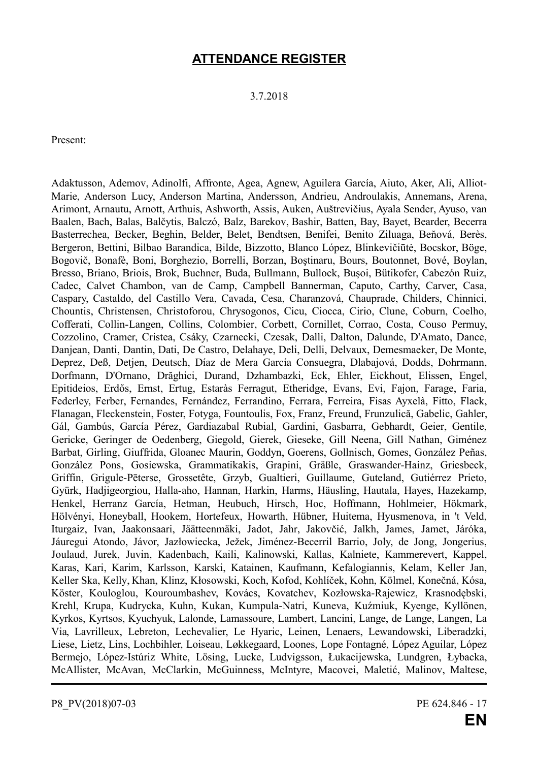## **ATTENDANCE REGISTER**

3.7.2018

Present:

Adaktusson, Ademov, Adinolfi, Affronte, Agea, Agnew, Aguilera García, Aiuto, Aker, Ali, Alliot-Marie, Anderson Lucy, Anderson Martina, Andersson, Andrieu, Androulakis, Annemans, Arena, Arimont, Arnautu, Arnott, Arthuis, Ashworth, Assis, Auken, Auštrevičius, Ayala Sender, Ayuso, van Baalen, Bach, Balas, Balčytis, Balczó, Balz, Barekov, Bashir, Batten, Bay, Bayet, Bearder, Becerra Basterrechea, Becker, Beghin, Belder, Belet, Bendtsen, Benifei, Benito Ziluaga, Beňová, Berès, Bergeron, Bettini, Bilbao Barandica, Bilde, Bizzotto, Blanco López, Blinkevičiūtė, Bocskor, Böge, Bogovič, Bonafè, Boni, Borghezio, Borrelli, Borzan, Boştinaru, Bours, Boutonnet, Bové, Boylan, Bresso, Briano, Briois, Brok, Buchner, Buda, Bullmann, Bullock, Buşoi, Bütikofer, Cabezón Ruiz, Cadec, Calvet Chambon, van de Camp, Campbell Bannerman, Caputo, Carthy, Carver, Casa, Caspary, Castaldo, del Castillo Vera, Cavada, Cesa, Charanzová, Chauprade, Childers, Chinnici, Chountis, Christensen, Christoforou, Chrysogonos, Cicu, Ciocca, Cirio, Clune, Coburn, Coelho, Cofferati, Collin-Langen, Collins, Colombier, Corbett, Cornillet, Corrao, Costa, Couso Permuy, Cozzolino, Cramer, Cristea, Csáky, Czarnecki, Czesak, Dalli, Dalton, Dalunde, D'Amato, Dance, Danjean, Danti, Dantin, Dati, De Castro, Delahaye, Deli, Delli, Delvaux, Demesmaeker, De Monte, Deprez, Deß, Detjen, Deutsch, Díaz de Mera García Consuegra, Dlabajová, Dodds, Dohrmann, Dorfmann, D'Ornano, Drăghici, Durand, Dzhambazki, Eck, Ehler, Eickhout, Elissen, Engel, Epitideios, Erdős, Ernst, Ertug, Estaràs Ferragut, Etheridge, Evans, Evi, Fajon, Farage, Faria, Federley, Ferber, Fernandes, Fernández, Ferrandino, Ferrara, Ferreira, Fisas Ayxelà, Fitto, Flack, Flanagan, Fleckenstein, Foster, Fotyga, Fountoulis, Fox, Franz, Freund, Frunzulică, Gabelic, Gahler, Gál, Gambús, García Pérez, Gardiazabal Rubial, Gardini, Gasbarra, Gebhardt, Geier, Gentile, Gericke, Geringer de Oedenberg, Giegold, Gierek, Gieseke, Gill Neena, Gill Nathan, Giménez Barbat, Girling, Giuffrida, Gloanec Maurin, Goddyn, Goerens, Gollnisch, Gomes, González Peñas, González Pons, Gosiewska, Grammatikakis, Grapini, Gräßle, Graswander-Hainz, Griesbeck, Griffin, Grigule-Pēterse, Grossetête, Grzyb, Gualtieri, Guillaume, Guteland, Gutiérrez Prieto, Gyürk, Hadjigeorgiou, Halla-aho, Hannan, Harkin, Harms, Häusling, Hautala, Hayes, Hazekamp, Henkel, Herranz García, Hetman, Heubuch, Hirsch, Hoc, Hoffmann, Hohlmeier, Hökmark, Hölvényi, Honeyball, Hookem, Hortefeux, Howarth, Hübner, Huitema, Hyusmenova, in 't Veld, Iturgaiz, Ivan, Jaakonsaari, Jäätteenmäki, Jadot, Jahr, Jakovčić, Jalkh, James, Jamet, Járóka, Jáuregui Atondo, Jávor, Jazłowiecka, Ježek, Jiménez-Becerril Barrio, Joly, de Jong, Jongerius, Joulaud, Jurek, Juvin, Kadenbach, Kaili, Kalinowski, Kallas, Kalniete, Kammerevert, Kappel, Karas, Kari, Karim, Karlsson, Karski, Katainen, Kaufmann, Kefalogiannis, Kelam, Keller Jan, Keller Ska, Kelly, Khan, Klinz, Kłosowski, Koch, Kofod, Kohlíček, Kohn, Kölmel, Konečná, Kósa, Köster, Kouloglou, Kouroumbashev, Kovács, Kovatchev, Kozłowska-Rajewicz, Krasnodębski, Krehl, Krupa, Kudrycka, Kuhn, Kukan, Kumpula-Natri, Kuneva, Kuźmiuk, Kyenge, Kyllönen, Kyrkos, Kyrtsos, Kyuchyuk, Lalonde, Lamassoure, Lambert, Lancini, Lange, de Lange, Langen, La Via, Lavrilleux, Lebreton, Lechevalier, Le Hyaric, Leinen, Lenaers, Lewandowski, Liberadzki, Liese, Lietz, Lins, Lochbihler, Loiseau, Løkkegaard, Loones, Lope Fontagné, López Aguilar, López Bermejo, López-Istúriz White, Lösing, Lucke, Ludvigsson, Łukacijewska, Lundgren, Łybacka, McAllister, McAvan, McClarkin, McGuinness, McIntyre, Macovei, Maletić, Malinov, Maltese,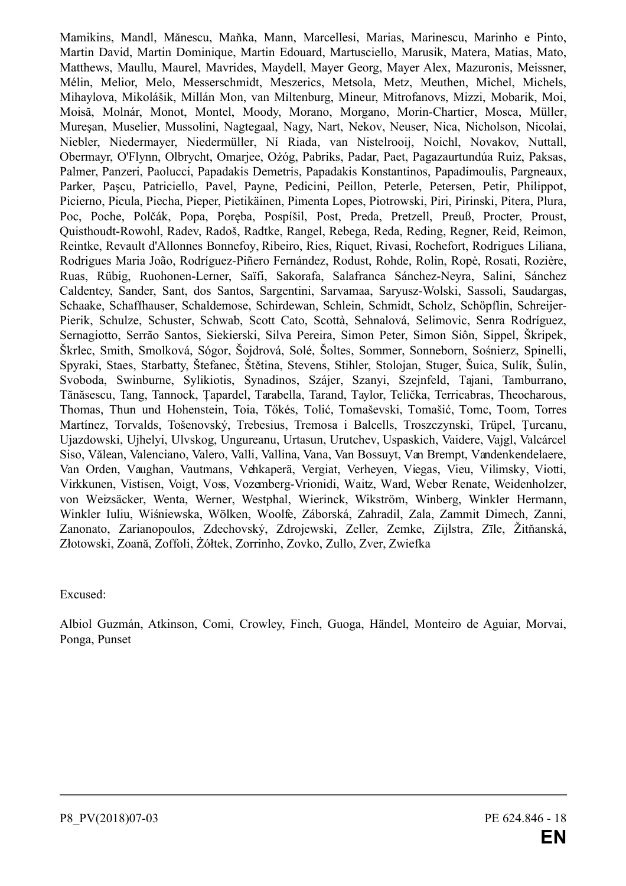Mamikins, Mandl, Mănescu, Maňka, Mann, Marcellesi, Marias, Marinescu, Marinho e Pinto, Martin David, Martin Dominique, Martin Edouard, Martusciello, Marusik, Matera, Matias, Mato, Matthews, Maullu, Maurel, Mavrides, Maydell, Mayer Georg, Mayer Alex, Mazuronis, Meissner, Mélin, Melior, Melo, Messerschmidt, Meszerics, Metsola, Metz, Meuthen, Michel, Michels, Mihaylova, Mikolášik, Millán Mon, van Miltenburg, Mineur, Mitrofanovs, Mizzi, Mobarik, Moi, Moisă, Molnár, Monot, Montel, Moody, Morano, Morgano, Morin-Chartier, Mosca, Müller, Mureşan, Muselier, Mussolini, Nagtegaal, Nagy, Nart, Nekov, Neuser, Nica, Nicholson, Nicolai, Niebler, Niedermayer, Niedermüller, Ní Riada, van Nistelrooij, Noichl, Novakov, Nuttall, Obermayr, O'Flynn, Olbrycht, Omarjee, Ożóg, Pabriks, Padar, Paet, Pagazaurtundúa Ruiz, Paksas, Palmer, Panzeri, Paolucci, Papadakis Demetris, Papadakis Konstantinos, Papadimoulis, Pargneaux, Parker, Paşcu, Patriciello, Pavel, Payne, Pedicini, Peillon, Peterle, Petersen, Petir, Philippot, Picierno, Picula, Piecha, Pieper, Pietikäinen, Pimenta Lopes, Piotrowski, Piri, Pirinski, Pitera, Plura, Poc, Poche, Polčák, Popa, Poręba, Pospíšil, Post, Preda, Pretzell, Preuß, Procter, Proust, Quisthoudt-Rowohl, Radev, Radoš, Radtke, Rangel, Rebega, Reda, Reding, Regner, Reid, Reimon, Reintke, Revault d'Allonnes Bonnefoy, Ribeiro, Ries, Riquet, Rivasi, Rochefort, Rodrigues Liliana, Rodrigues Maria João, Rodríguez-Piñero Fernández, Rodust, Rohde, Rolin, Ropė, Rosati, Rozière, Ruas, Rübig, Ruohonen-Lerner, Saïfi, Sakorafa, Salafranca Sánchez-Neyra, Salini, Sánchez Caldentey, Sander, Sant, dos Santos, Sargentini, Sarvamaa, Saryusz-Wolski, Sassoli, Saudargas, Schaake, Schaffhauser, Schaldemose, Schirdewan, Schlein, Schmidt, Scholz, Schöpflin, Schreijer-Pierik, Schulze, Schuster, Schwab, Scott Cato, Scottà, Sehnalová, Selimovic, Senra Rodríguez, Sernagiotto, Serrão Santos, Siekierski, Silva Pereira, Simon Peter, Simon Siôn, Sippel, Škripek, Škrlec, Smith, Smolková, Sógor, Šojdrová, Solé, Šoltes, Sommer, Sonneborn, Sośnierz, Spinelli, Spyraki, Staes, Starbatty, Štefanec, Štětina, Stevens, Stihler, Stolojan, Stuger, Šuica, Sulík, Šulin, Svoboda, Swinburne, Sylikiotis, Synadinos, Szájer, Szanyi, Szejnfeld, Tajani, Tamburrano, Tănăsescu, Tang, Tannock, Ţapardel, Tarabella, Tarand, Taylor, Telička, Terricabras, Theocharous, Thomas, Thun und Hohenstein, Toia, Tőkés, Tolić, Tomaševski, Tomašić, Tomc, Toom, Torres Martínez, Torvalds, Tošenovský, Trebesius, Tremosa i Balcells, Troszczynski, Trüpel, Ţurcanu, Ujazdowski, Ujhelyi, Ulvskog, Ungureanu, Urtasun, Urutchev, Uspaskich, Vaidere, Vajgl, Valcárcel Siso, Vălean, Valenciano, Valero, Valli, Vallina, Vana, Van Bossuyt, Van Brempt, Vandenkendelaere, Van Orden, Vaughan, Vautmans, Vehkaperä, Vergiat, Verheyen, Viegas, Vieu, Vilimsky, Viotti, Virkkunen, Vistisen, Voigt, Voss, Vozemberg-Vrionidi, Waitz, Ward, Weber Renate, Weidenholzer, von Weizsäcker, Wenta, Werner, Westphal, Wierinck, Wikström, Winberg, Winkler Hermann, Winkler Iuliu, Wiśniewska, Wölken, Woolfe, Záborská, Zahradil, Zala, Zammit Dimech, Zanni, Zanonato, Zarianopoulos, Zdechovský, Zdrojewski, Zeller, Zemke, Zijlstra, Zīle, Žitňanská, Złotowski, Zoană, Zoffoli, Żółtek, Zorrinho, Zovko, Zullo, Zver, Zwiefka

Excused:

Albiol Guzmán, Atkinson, Comi, Crowley, Finch, Guoga, Händel, Monteiro de Aguiar, Morvai, Ponga, Punset